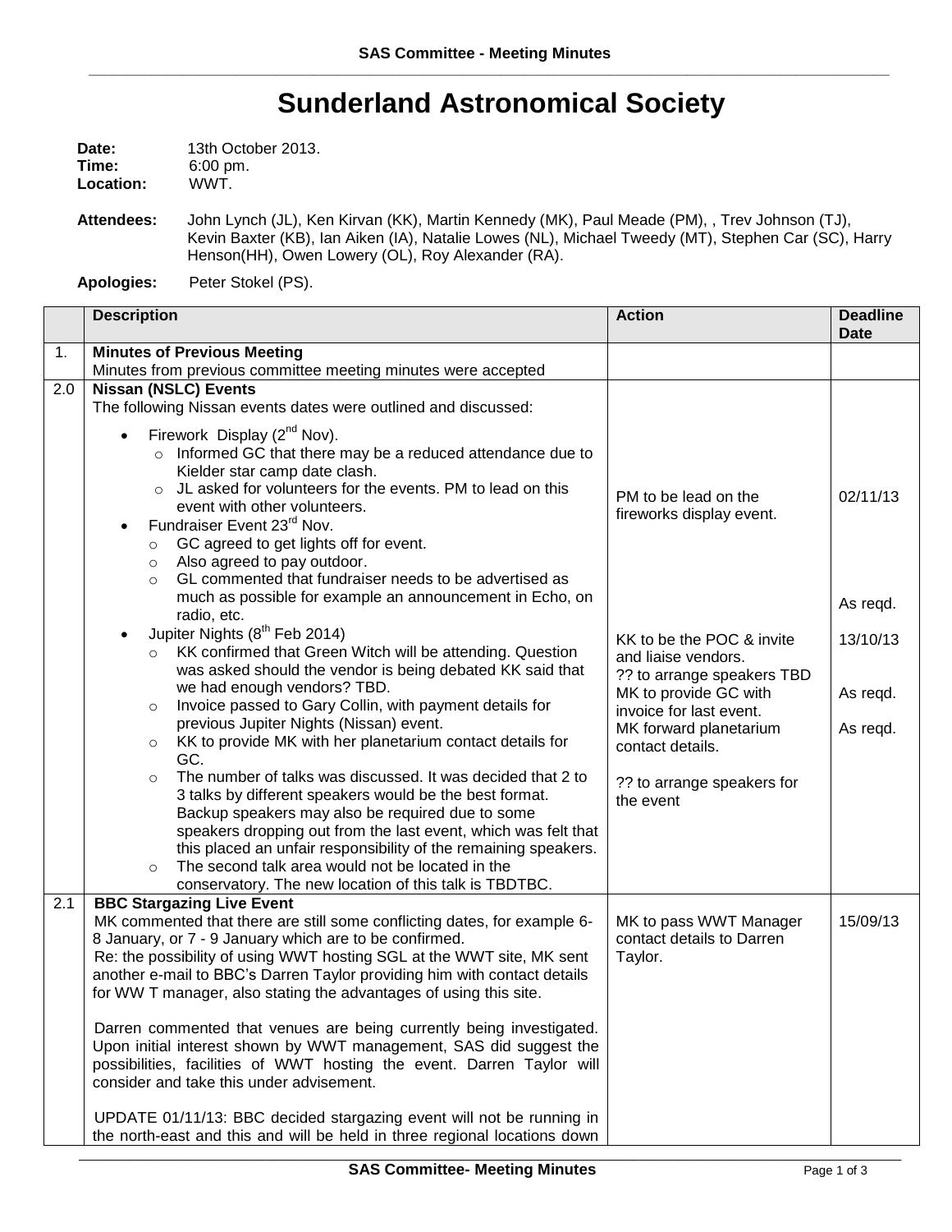# Sunderland Astronomical Society

**Date:** 13th October 2013.
**Time:** 6:00 pm.
**Location:** WWT.

**Attendees:** John Lynch (JL), Ken Kirvan (KK), Martin Kennedy (MK), Paul Meade (PM), , Trev Johnson (TJ), Kevin Baxter (KB), Ian Aiken (IA), Natalie Lowes (NL), Michael Tweedy (MT), Stephen Car (SC), Harry Henson(HH), Owen Lowery (OL), Roy Alexander (RA).

**Apologies:** Peter Stokel (PS).

| | Description | Action | Deadline Date |
|---|---|---|---|
| 1. | **Minutes of Previous Meeting**<br>Minutes from previous committee meeting minutes were accepted | | |
| 2.0 | **Nissan (NSLC) Events**<br>The following Nissan events dates were outlined and discussed:<br>• Firework Display (2nd Nov).<br>  ○ Informed GC that there may be a reduced attendance due to Kielder star camp date clash.<br>  ○ JL asked for volunteers for the events. PM to lead on this event with other volunteers.<br>• Fundraiser Event 23rd Nov.<br>  ○ GC agreed to get lights off for event.<br>  ○ Also agreed to pay outdoor.<br>  ○ GL commented that fundraiser needs to be advertised as much as possible for example an announcement in Echo, on radio, etc.<br>• Jupiter Nights (8th Feb 2014)<br>  ○ KK confirmed that Green Witch will be attending. Question was asked should the vendor is being debated KK said that we had enough vendors? TBD.<br>  ○ Invoice passed to Gary Collin, with payment details for previous Jupiter Nights (Nissan) event.<br>  ○ KK to provide MK with her planetarium contact details for GC.<br>  ○ The number of talks was discussed. It was decided that 2 to 3 talks by different speakers would be the best format. Backup speakers may also be required due to some speakers dropping out from the last event, which was felt that this placed an unfair responsibility of the remaining speakers.<br>  ○ The second talk area would not be located in the conservatory. The new location of this talk is TBDTBC. | PM to be lead on the fireworks display event.<br><br>KK to be the POC & invite and liaise vendors.<br>?? to arrange speakers TBD<br>MK to provide GC with invoice for last event.<br>MK forward planetarium contact details.<br><br>?? to arrange speakers for the event | 02/11/13<br><br>As reqd.<br>13/10/13<br><br>As reqd.<br><br>As reqd. |
| 2.1 | **BBC Stargazing Live Event**<br>MK commented that there are still some conflicting dates, for example 6-8 January, or 7 - 9 January which are to be confirmed.<br>Re: the possibility of using WWT hosting SGL at the WWT site, MK sent another e-mail to BBC's Darren Taylor providing him with contact details for WW T manager, also stating the advantages of using this site.<br><br>Darren commented that venues are being currently being investigated. Upon initial interest shown by WWT management, SAS did suggest the possibilities, facilities of WWT hosting the event. Darren Taylor will consider and take this under advisement.<br><br>UPDATE 01/11/13: BBC decided stargazing event will not be running in the north-east and this and will be held in three regional locations down | MK to pass WWT Manager contact details to Darren Taylor. | 15/09/13 |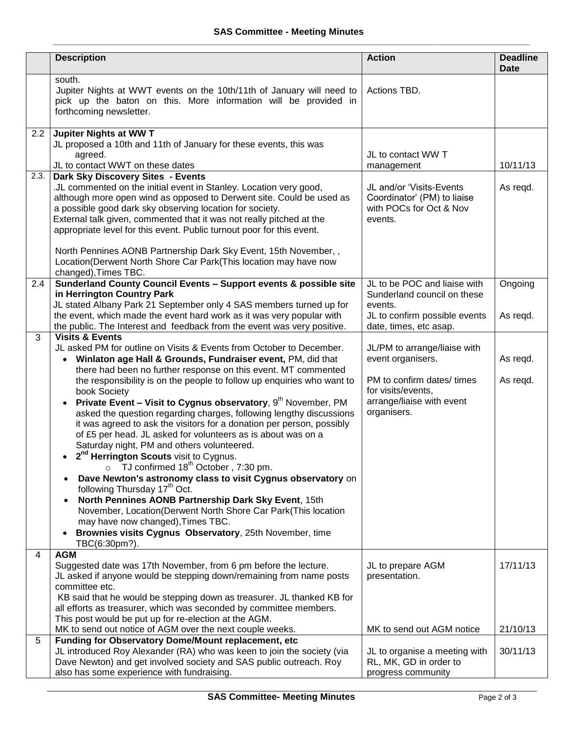| | Description | Action | Deadline Date |
|---|---|---|---|
| | south.<br>Jupiter Nights at WWT events on the 10th/11th of January will need to pick up the baton on this. More information will be provided in forthcoming newsletter. | Actions TBD. | |
| 2.2 | **Jupiter Nights at WW T**<br>JL proposed a 10th and 11th of January for these events, this was agreed.<br>JL to contact WWT on these dates | JL to contact WW T management | 10/11/13 |
| 2.3. | **Dark Sky Discovery Sites - Events**<br>.JL commented on the initial event in Stanley. Location very good, although more open wind as opposed to Derwent site. Could be used as a possible good dark sky observing location for society.<br>External talk given, commented that it was not really pitched at the appropriate level for this event. Public turnout poor for this event.<br><br>North Pennines AONB Partnership Dark Sky Event, 15th November, , Location(Derwent North Shore Car Park(This location may have now changed),Times TBC. | JL and/or 'Visits-Events Coordinator' (PM) to liaise with POCs for Oct & Nov events. | As reqd. |
| 2.4 | **Sunderland County Council Events – Support events & possible site in Herrington Country Park**<br>JL stated Albany Park 21 September only 4 SAS members turned up for the event, which made the event hard work as it was very popular with the public. The Interest and feedback from the event was very positive. | JL to be POC and liaise with Sunderland council on these events.<br>JL to confirm possible events date, times, etc asap. | Ongoing<br><br>As reqd. |
| 3 | **Visits & Events**<br>JL asked PM for outline on Visits & Events from October to December.<br>• **Winlaton age Hall & Grounds, Fundraiser event,** PM, did that there had been no further response on this event. MT commented the responsibility is on the people to follow up enquiries who want to book Society<br>• **Private Event – Visit to Cygnus observatory**, 9th November, PM asked the question regarding charges, following lengthy discussions it was agreed to ask the visitors for a donation per person, possibly of £5 per head. JL asked for volunteers as is about was on a Saturday night, PM and others volunteered.<br>• **2nd Herrington Scouts** visit to Cygnus.<br>  ○ TJ confirmed 18th October , 7:30 pm.<br>• **Dave Newton's astronomy class to visit Cygnus observatory** on following Thursday 17th Oct.<br>• **North Pennines AONB Partnership Dark Sky Event**, 15th November, Location(Derwent North Shore Car Park(This location may have now changed),Times TBC.<br>• **Brownies visits Cygnus Observatory**, 25th November, time TBC(6:30pm?). | JL/PM to arrange/liaise with event organisers.<br><br>PM to confirm dates/ times for visits/events, arrange/liaise with event organisers. | As reqd.<br><br>As reqd. |
| 4 | **AGM**<br>Suggested date was 17th November, from 6 pm before the lecture.<br>JL asked if anyone would be stepping down/remaining from name posts committee etc.<br>KB said that he would be stepping down as treasurer. JL thanked KB for all efforts as treasurer, which was seconded by committee members. This post would be put up for re-election at the AGM.<br>MK to send out notice of AGM over the next couple weeks. | JL to prepare AGM presentation.<br><br><br><br>MK to send out AGM notice | 17/11/13<br><br><br><br>21/10/13 |
| 5 | **Funding for Observatory Dome/Mount replacement, etc**<br>JL introduced Roy Alexander (RA) who was keen to join the society (via Dave Newton) and get involved society and SAS public outreach. Roy also has some experience with fundraising. | JL to organise a meeting with RL, MK, GD in order to progress community | 30/11/13 |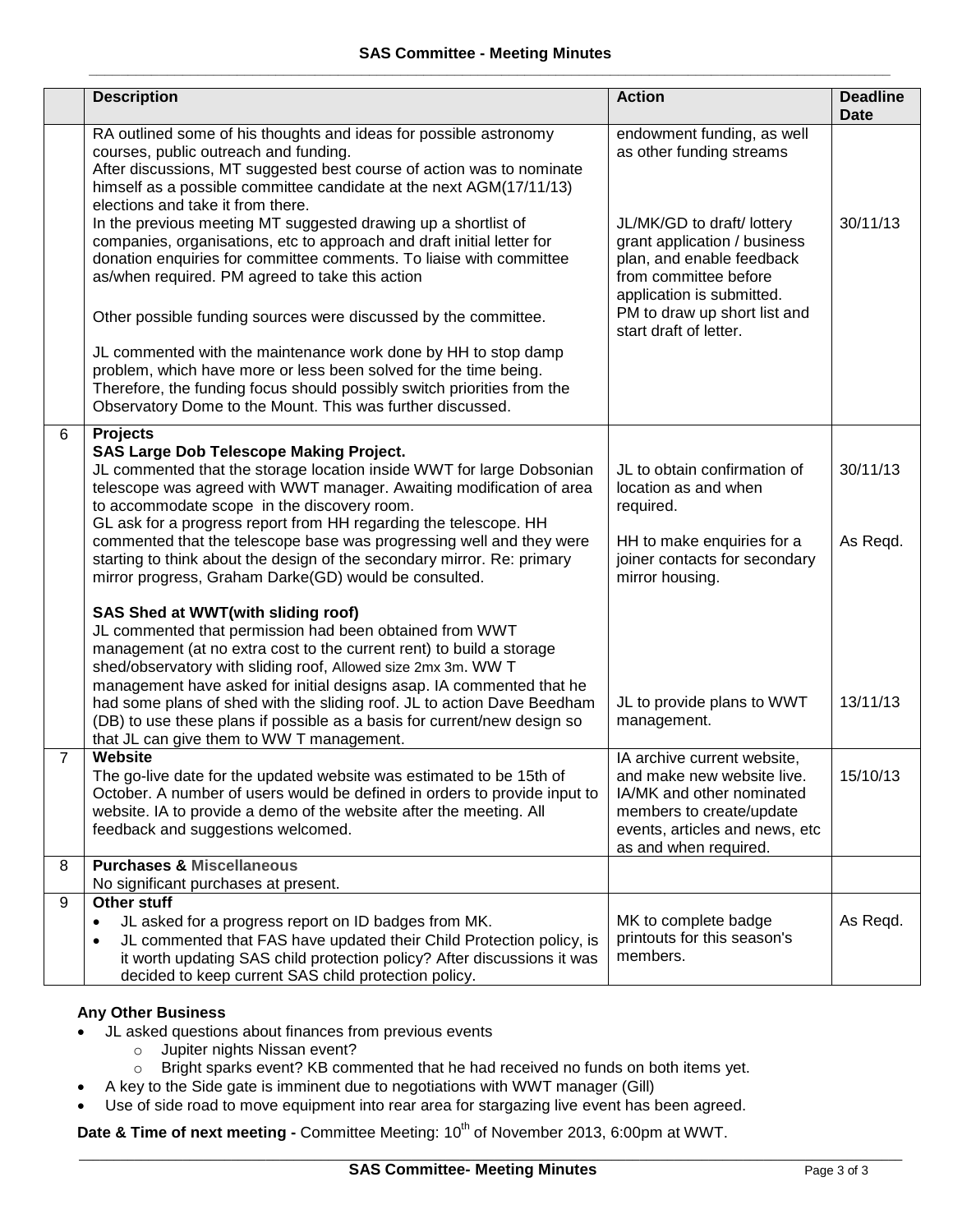**SAS Committee - Meeting Minutes**

| | Description | Action | Deadline Date |
|---|---|---|---|
| | RA outlined some of his thoughts and ideas for possible astronomy courses, public outreach and funding.<br>After discussions, MT suggested best course of action was to nominate himself as a possible committee candidate at the next AGM(17/11/13) elections and take it from there.<br>In the previous meeting MT suggested drawing up a shortlist of companies, organisations, etc to approach and draft initial letter for donation enquiries for committee comments. To liaise with committee as/when required. PM agreed to take this action<br><br>Other possible funding sources were discussed by the committee.<br><br>JL commented with the maintenance work done by HH to stop damp problem, which have more or less been solved for the time being. Therefore, the funding focus should possibly switch priorities from the Observatory Dome to the Mount. This was further discussed. | endowment funding, as well as other funding streams<br><br>JL/MK/GD to draft/ lottery grant application / business plan, and enable feedback from committee before application is submitted.<br>PM to draw up short list and start draft of letter. | 30/11/13 |
| 6 | **Projects**<br>**SAS Large Dob Telescope Making Project.**<br>JL commented that the storage location inside WWT for large Dobsonian telescope was agreed with WWT manager. Awaiting modification of area to accommodate scope in the discovery room.<br>GL ask for a progress report from HH regarding the telescope. HH commented that the telescope base was progressing well and they were starting to think about the design of the secondary mirror. Re: primary mirror progress, Graham Darke(GD) would be consulted.<br><br>**SAS Shed at WWT(with sliding roof)**<br>JL commented that permission had been obtained from WWT management (at no extra cost to the current rent) to build a storage shed/observatory with sliding roof, Allowed size 2mx 3m. WW T management have asked for initial designs asap. IA commented that he had some plans of shed with the sliding roof. JL to action Dave Beedham (DB) to use these plans if possible as a basis for current/new design so that JL can give them to WW T management. | JL to obtain confirmation of location as and when required.<br><br>HH to make enquiries for a joiner contacts for secondary mirror housing.<br><br>JL to provide plans to WWT management. | 30/11/13<br><br>As Reqd.<br><br>13/11/13 |
| 7 | **Website**<br>The go-live date for the updated website was estimated to be 15th of October. A number of users would be defined in orders to provide input to website. IA to provide a demo of the website after the meeting. All feedback and suggestions welcomed. | IA archive current website, and make new website live.<br>IA/MK and other nominated members to create/update events, articles and news, etc as and when required. | 15/10/13 |
| 8 | **Purchases & Miscellaneous**<br>No significant purchases at present. | | |
| 9 | **Other stuff**<br>• JL asked for a progress report on ID badges from MK.<br>• JL commented that FAS have updated their Child Protection policy, is it worth updating SAS child protection policy? After discussions it was decided to keep current SAS child protection policy. | MK to complete badge printouts for this season's members. | As Reqd. |

**Any Other Business**

- JL asked questions about finances from previous events
  - Jupiter nights Nissan event?
  - Bright sparks event? KB commented that he had received no funds on both items yet.
- A key to the Side gate is imminent due to negotiations with WWT manager (Gill)
- Use of side road to move equipment into rear area for stargazing live event has been agreed.

**Date & Time of next meeting -** Committee Meeting: 10th of November 2013, 6:00pm at WWT.